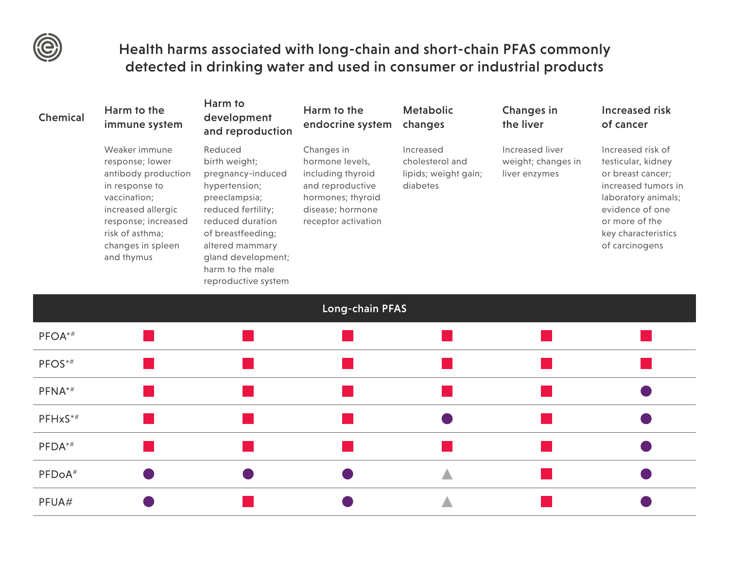# Health harms associated with long-chain and short-chain PFAS commonly detected in drinking water and used in consumer or industrial products

| Chemical | Harm to the immune system<br>Weaker immune response; lower antibody production in response to vaccination; increased allergic response; increased risk of asthma; changes in spleen and thymus | Harm to development and reproduction<br>Reduced birth weight; pregnancy-induced hypertension; preeclampsia; reduced fertility; reduced duration of breastfeeding; altered mammary gland development; harm to the male reproductive system | Harm to the endocrine system<br>Changes in hormone levels, including thyroid and reproductive hormones; thyroid disease; hormone receptor activation | Metabolic changes<br>Increased cholesterol and lipids; weight gain; diabetes | Changes in the liver<br>Increased liver weight; changes in liver enzymes | Increased risk of cancer<br>Increased risk of testicular, kidney or breast cancer; increased tumors in laboratory animals; evidence of one or more of the key characteristics of carcinogens |
|---|---|---|---|---|---|---|
| **Long-chain PFAS** | | | | | | |
| PFOA*# | ■ | ■ | ■ | ■ | ■ | ■ |
| PFOS*# | ■ | ■ | ■ | ■ | ■ | ■ |
| PFNA*# | ■ | ■ | ■ | ■ | ■ | ● |
| PFHxS*# | ■ | ■ | ■ | ● | ■ | ● |
| PFDA*# | ■ | ■ | ■ | ■ | ■ | ● |
| PFDoA# | ● | ● | ● | ▲ | ■ | ● |
| PFUA# | ● | ■ | ● | ▲ | ■ | ● |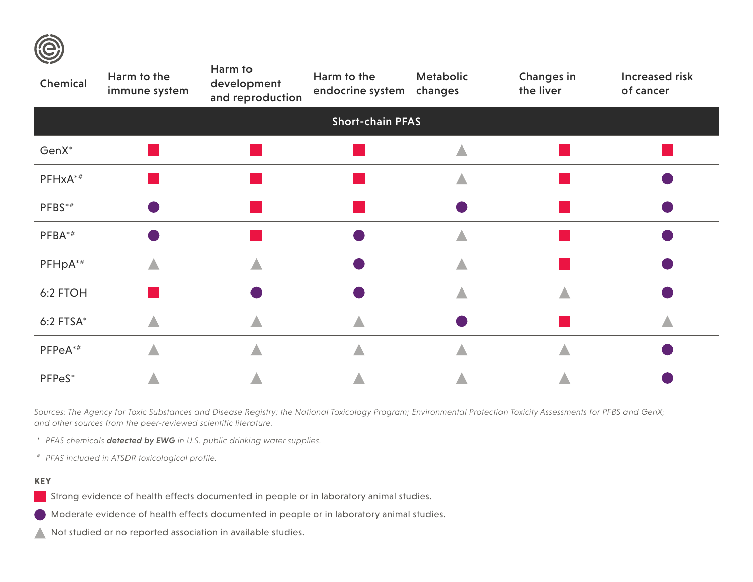| Chemical | Harm to the immune system | Harm to development and reproduction | Harm to the endocrine system | Metabolic changes | Changes in the liver | Increased risk of cancer |
|---|---|---|---|---|---|---|
| **Short-chain PFAS** | | | | | | |
| GenX* | ■ | ■ | ■ | ▲ | ■ | ■ |
| PFHxA*# | ■ | ■ | ■ | ▲ | ■ | ● |
| PFBS*# | ● | ■ | ■ | ● | ■ | ● |
| PFBA*# | ● | ■ | ● | ▲ | ■ | ● |
| PFHpA*# | ▲ | ▲ | ● | ▲ | ■ | ● |
| 6:2 FTOH | ■ | ● | ● | ▲ | ▲ | ● |
| 6:2 FTSA* | ▲ | ▲ | ▲ | ● | ■ | ▲ |
| PFPeA*# | ▲ | ▲ | ▲ | ▲ | ▲ | ● |
| PFPeS* | ▲ | ▲ | ▲ | ▲ | ▲ | ● |

*Sources: The Agency for Toxic Substances and Disease Registry; the National Toxicology Program; Environmental Protection Toxicity Assessments for PFBS and GenX; and other sources from the peer-reviewed scientific literature.*

\* *PFAS chemicals* ***detected by EWG*** *in U.S. public drinking water supplies.*

\# *PFAS included in ATSDR toxicological profile.*

**KEY**

■ Strong evidence of health effects documented in people or in laboratory animal studies.

● Moderate evidence of health effects documented in people or in laboratory animal studies.

▲ Not studied or no reported association in available studies.